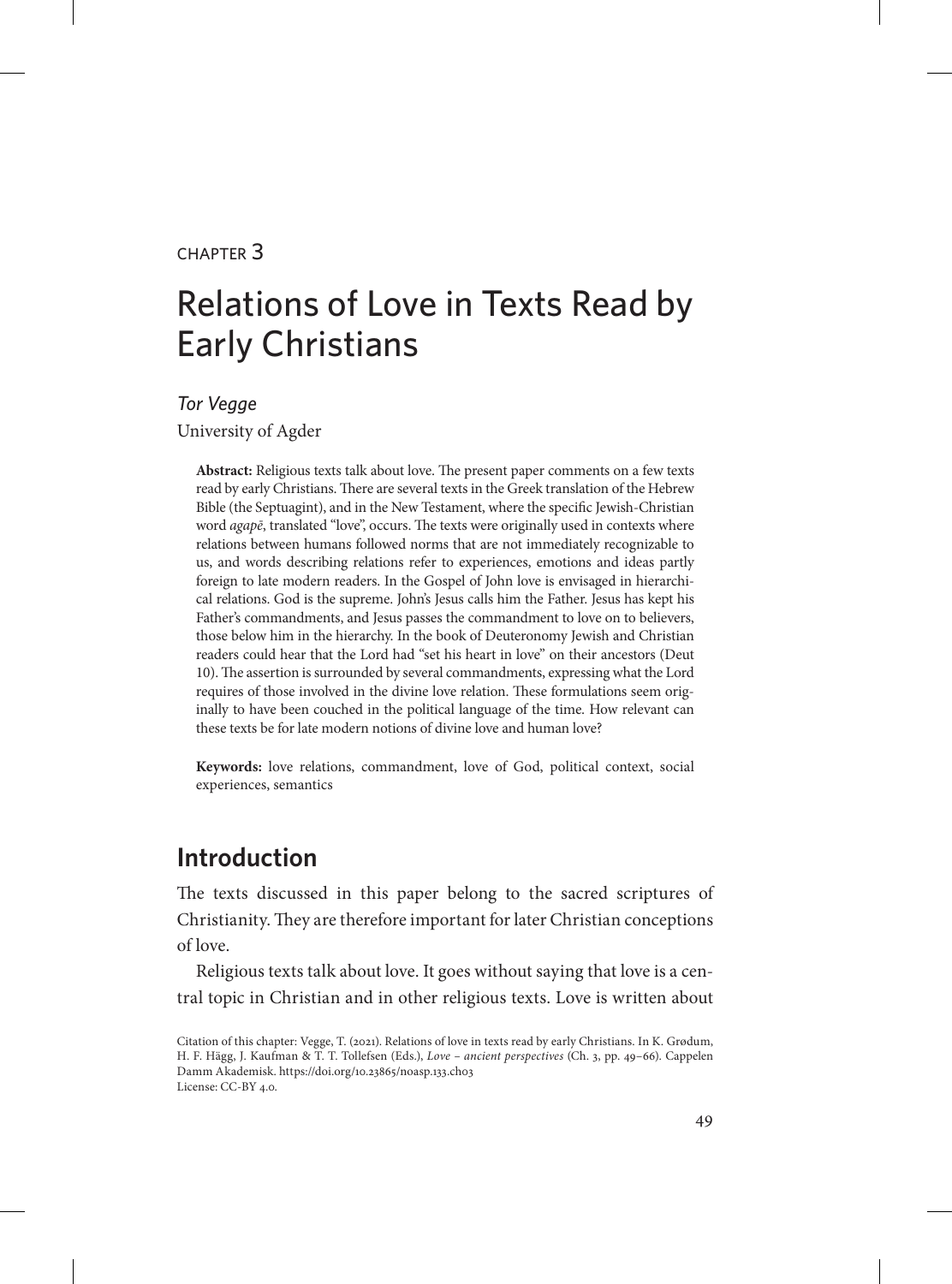CHAPTER 3

# Relations of Love in Texts Read by Early Christians

*Tor Vegge*

University of Agder

**Abstract:** Religious texts talk about love. The present paper comments on a few texts read by early Christians. There are several texts in the Greek translation of the Hebrew Bible (the Septuagint), and in the New Testament, where the specific Jewish-Christian word *agapē*, translated "love", occurs. The texts were originally used in contexts where relations between humans followed norms that are not immediately recognizable to us, and words describing relations refer to experiences, emotions and ideas partly foreign to late modern readers. In the Gospel of John love is envisaged in hierarchical relations. God is the supreme. John's Jesus calls him the Father. Jesus has kept his Father's commandments, and Jesus passes the commandment to love on to believers, those below him in the hierarchy. In the book of Deuteronomy Jewish and Christian readers could hear that the Lord had "set his heart in love" on their ancestors (Deut 10). The assertion is surrounded by several commandments, expressing what the Lord requires of those involved in the divine love relation. These formulations seem originally to have been couched in the political language of the time. How relevant can these texts be for late modern notions of divine love and human love?

**Keywords:** love relations, commandment, love of God, political context, social experiences, semantics

## Introduction

The texts discussed in this paper belong to the sacred scriptures of Christianity. They are therefore important for later Christian conceptions of love.

Religious texts talk about love. It goes without saying that love is a central topic in Christian and in other religious texts. Love is written about

Citation of this chapter: Vegge, T. (2021). Relations of love in texts read by early Christians. In K. Grødum, H. F. Hägg, J. Kaufman & T. T. Tollefsen (Eds.), *Love – ancient perspectives* (Ch. 3, pp. 49–66). Cappelen Damm Akademisk. https://doi.org/10.23865/noasp.133.ch03
License: CC-BY 4.0.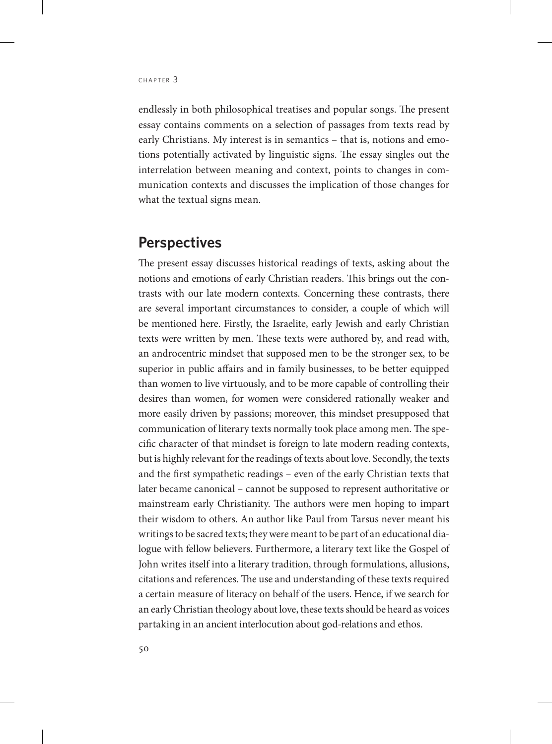endlessly in both philosophical treatises and popular songs. The present essay contains comments on a selection of passages from texts read by early Christians. My interest is in semantics – that is, notions and emotions potentially activated by linguistic signs. The essay singles out the interrelation between meaning and context, points to changes in communication contexts and discusses the implication of those changes for what the textual signs mean.

## Perspectives

The present essay discusses historical readings of texts, asking about the notions and emotions of early Christian readers. This brings out the contrasts with our late modern contexts. Concerning these contrasts, there are several important circumstances to consider, a couple of which will be mentioned here. Firstly, the Israelite, early Jewish and early Christian texts were written by men. These texts were authored by, and read with, an androcentric mindset that supposed men to be the stronger sex, to be superior in public affairs and in family businesses, to be better equipped than women to live virtuously, and to be more capable of controlling their desires than women, for women were considered rationally weaker and more easily driven by passions; moreover, this mindset presupposed that communication of literary texts normally took place among men. The specific character of that mindset is foreign to late modern reading contexts, but is highly relevant for the readings of texts about love. Secondly, the texts and the first sympathetic readings – even of the early Christian texts that later became canonical – cannot be supposed to represent authoritative or mainstream early Christianity. The authors were men hoping to impart their wisdom to others. An author like Paul from Tarsus never meant his writings to be sacred texts; they were meant to be part of an educational dialogue with fellow believers. Furthermore, a literary text like the Gospel of John writes itself into a literary tradition, through formulations, allusions, citations and references. The use and understanding of these texts required a certain measure of literacy on behalf of the users. Hence, if we search for an early Christian theology about love, these texts should be heard as voices partaking in an ancient interlocution about god-relations and ethos.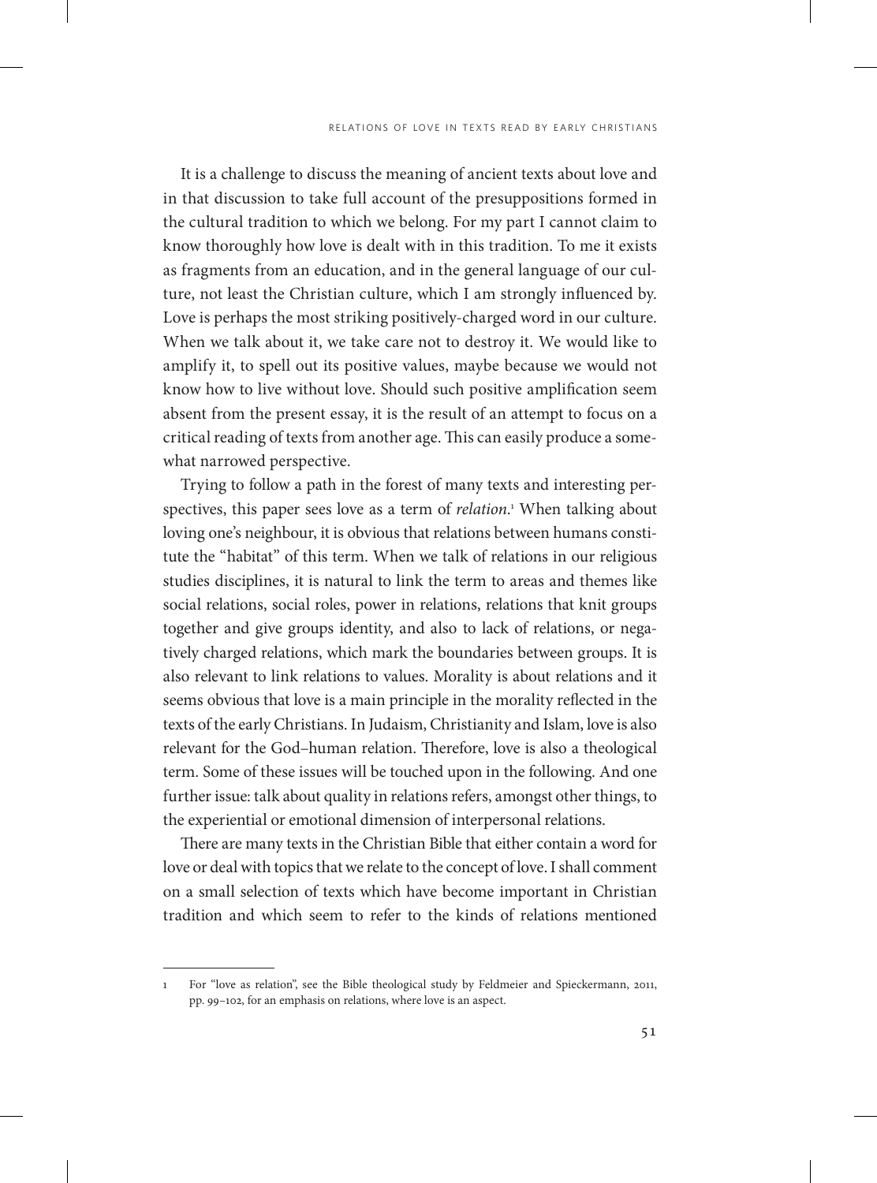It is a challenge to discuss the meaning of ancient texts about love and in that discussion to take full account of the presuppositions formed in the cultural tradition to which we belong. For my part I cannot claim to know thoroughly how love is dealt with in this tradition. To me it exists as fragments from an education, and in the general language of our culture, not least the Christian culture, which I am strongly influenced by. Love is perhaps the most striking positively-charged word in our culture. When we talk about it, we take care not to destroy it. We would like to amplify it, to spell out its positive values, maybe because we would not know how to live without love. Should such positive amplification seem absent from the present essay, it is the result of an attempt to focus on a critical reading of texts from another age. This can easily produce a somewhat narrowed perspective.

Trying to follow a path in the forest of many texts and interesting perspectives, this paper sees love as a term of *relation*.[1] When talking about loving one's neighbour, it is obvious that relations between humans constitute the "habitat" of this term. When we talk of relations in our religious studies disciplines, it is natural to link the term to areas and themes like social relations, social roles, power in relations, relations that knit groups together and give groups identity, and also to lack of relations, or negatively charged relations, which mark the boundaries between groups. It is also relevant to link relations to values. Morality is about relations and it seems obvious that love is a main principle in the morality reflected in the texts of the early Christians. In Judaism, Christianity and Islam, love is also relevant for the God–human relation. Therefore, love is also a theological term. Some of these issues will be touched upon in the following. And one further issue: talk about quality in relations refers, amongst other things, to the experiential or emotional dimension of interpersonal relations.

There are many texts in the Christian Bible that either contain a word for love or deal with topics that we relate to the concept of love. I shall comment on a small selection of texts which have become important in Christian tradition and which seem to refer to the kinds of relations mentioned

---

1 For "love as relation", see the Bible theological study by Feldmeier and Spieckermann, 2011, pp. 99–102, for an emphasis on relations, where love is an aspect.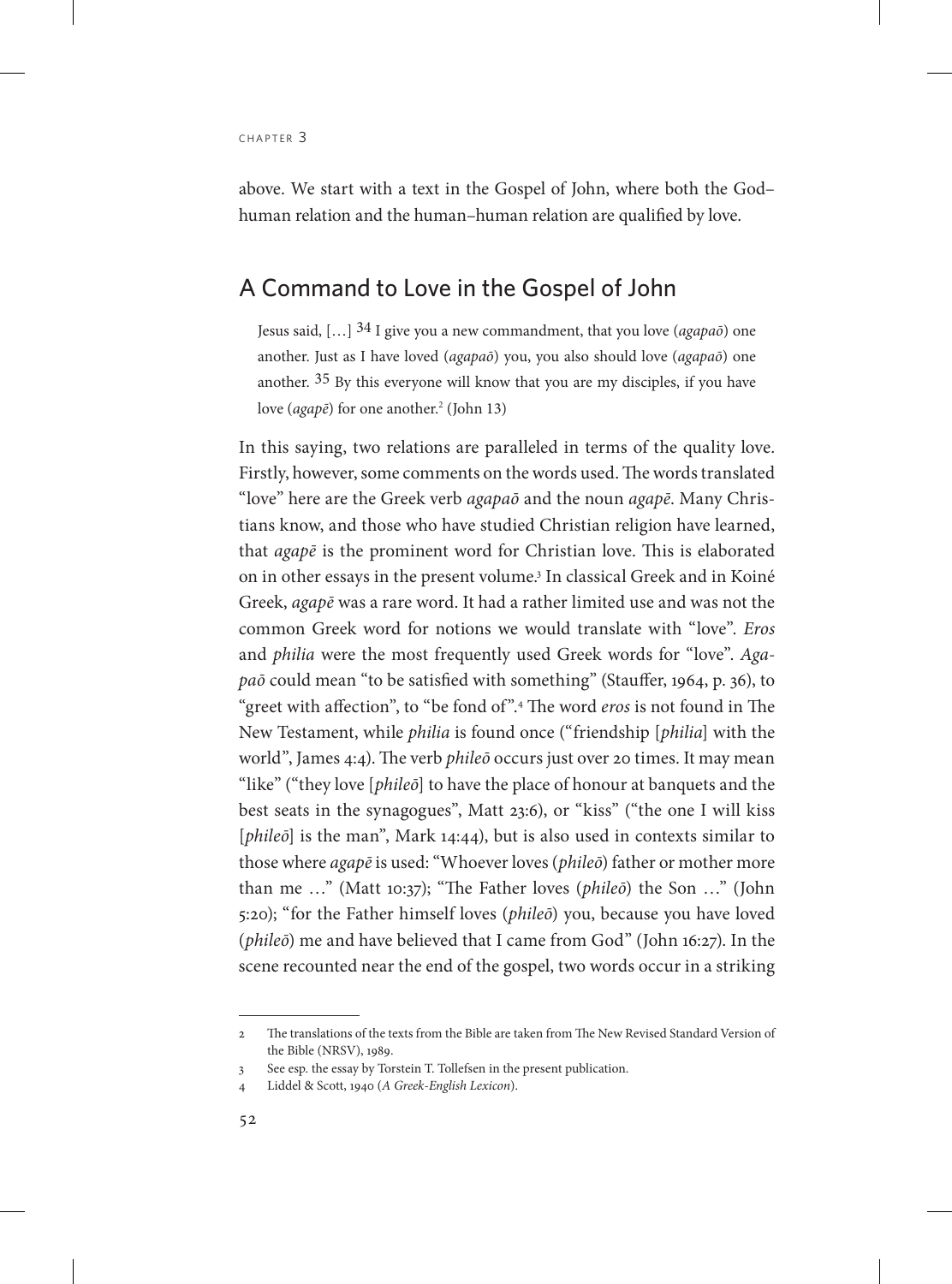above. We start with a text in the Gospel of John, where both the God–human relation and the human–human relation are qualified by love.

## A Command to Love in the Gospel of John

> Jesus said, […] 34 I give you a new commandment, that you love (*agapaō*) one another. Just as I have loved (*agapaō*) you, you also should love (*agapaō*) one another. 35 By this everyone will know that you are my disciples, if you have love (*agapē*) for one another.[2] (John 13)

In this saying, two relations are paralleled in terms of the quality love. Firstly, however, some comments on the words used. The words translated "love" here are the Greek verb *agapaō* and the noun *agapē*. Many Christians know, and those who have studied Christian religion have learned, that *agapē* is the prominent word for Christian love. This is elaborated on in other essays in the present volume.[3] In classical Greek and in Koiné Greek, *agapē* was a rare word. It had a rather limited use and was not the common Greek word for notions we would translate with "love". *Eros* and *philia* were the most frequently used Greek words for "love". *Agapaō* could mean "to be satisfied with something" (Stauffer, 1964, p. 36), to "greet with affection", to "be fond of".[4] The word *eros* is not found in The New Testament, while *philia* is found once ("friendship [*philia*] with the world", James 4:4). The verb *phileō* occurs just over 20 times. It may mean "like" ("they love [*phileō*] to have the place of honour at banquets and the best seats in the synagogues", Matt 23:6), or "kiss" ("the one I will kiss [*phileō*] is the man", Mark 14:44), but is also used in contexts similar to those where *agapē* is used: "Whoever loves (*phileō*) father or mother more than me …" (Matt 10:37); "The Father loves (*phileō*) the Son …" (John 5:20); "for the Father himself loves (*phileō*) you, because you have loved (*phileō*) me and have believed that I came from God" (John 16:27). In the scene recounted near the end of the gospel, two words occur in a striking

---

2 The translations of the texts from the Bible are taken from The New Revised Standard Version of the Bible (NRSV), 1989.

3 See esp. the essay by Torstein T. Tollefsen in the present publication.

4 Liddel & Scott, 1940 (*A Greek-English Lexicon*).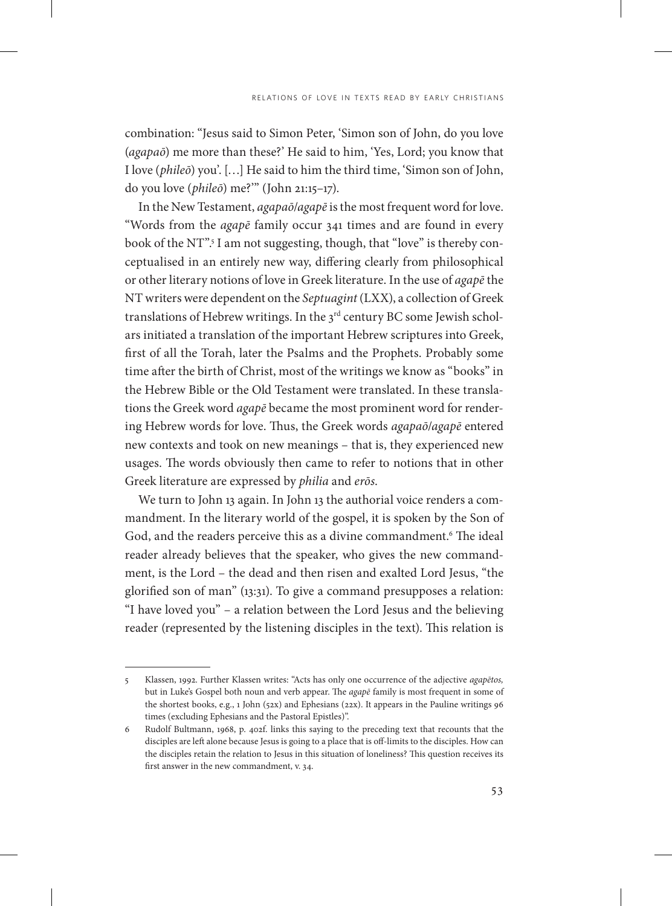combination: "Jesus said to Simon Peter, 'Simon son of John, do you love (*agapaō*) me more than these?' He said to him, 'Yes, Lord; you know that I love (*phileō*) you'. […] He said to him the third time, 'Simon son of John, do you love (*phileō*) me?'" (John 21:15–17).

In the New Testament, *agapaō*/*agapē* is the most frequent word for love. "Words from the *agapē* family occur 341 times and are found in every book of the NT".[5] I am not suggesting, though, that "love" is thereby conceptualised in an entirely new way, differing clearly from philosophical or other literary notions of love in Greek literature. In the use of *agapē* the NT writers were dependent on the *Septuagint* (LXX), a collection of Greek translations of Hebrew writings. In the 3rd century BC some Jewish scholars initiated a translation of the important Hebrew scriptures into Greek, first of all the Torah, later the Psalms and the Prophets. Probably some time after the birth of Christ, most of the writings we know as "books" in the Hebrew Bible or the Old Testament were translated. In these translations the Greek word *agapē* became the most prominent word for rendering Hebrew words for love. Thus, the Greek words *agapaō*/*agapē* entered new contexts and took on new meanings – that is, they experienced new usages. The words obviously then came to refer to notions that in other Greek literature are expressed by *philia* and *erōs*.

We turn to John 13 again. In John 13 the authorial voice renders a commandment. In the literary world of the gospel, it is spoken by the Son of God, and the readers perceive this as a divine commandment.[6] The ideal reader already believes that the speaker, who gives the new commandment, is the Lord – the dead and then risen and exalted Lord Jesus, "the glorified son of man" (13:31). To give a command presupposes a relation: "I have loved you" – a relation between the Lord Jesus and the believing reader (represented by the listening disciples in the text). This relation is

---

5 Klassen, 1992. Further Klassen writes: "Acts has only one occurrence of the adjective *agapētos,* but in Luke's Gospel both noun and verb appear. The *agapē* family is most frequent in some of the shortest books, e.g., 1 John (52x) and Ephesians (22x). It appears in the Pauline writings 96 times (excluding Ephesians and the Pastoral Epistles)".

6 Rudolf Bultmann, 1968, p. 402f. links this saying to the preceding text that recounts that the disciples are left alone because Jesus is going to a place that is off-limits to the disciples. How can the disciples retain the relation to Jesus in this situation of loneliness? This question receives its first answer in the new commandment, v. 34.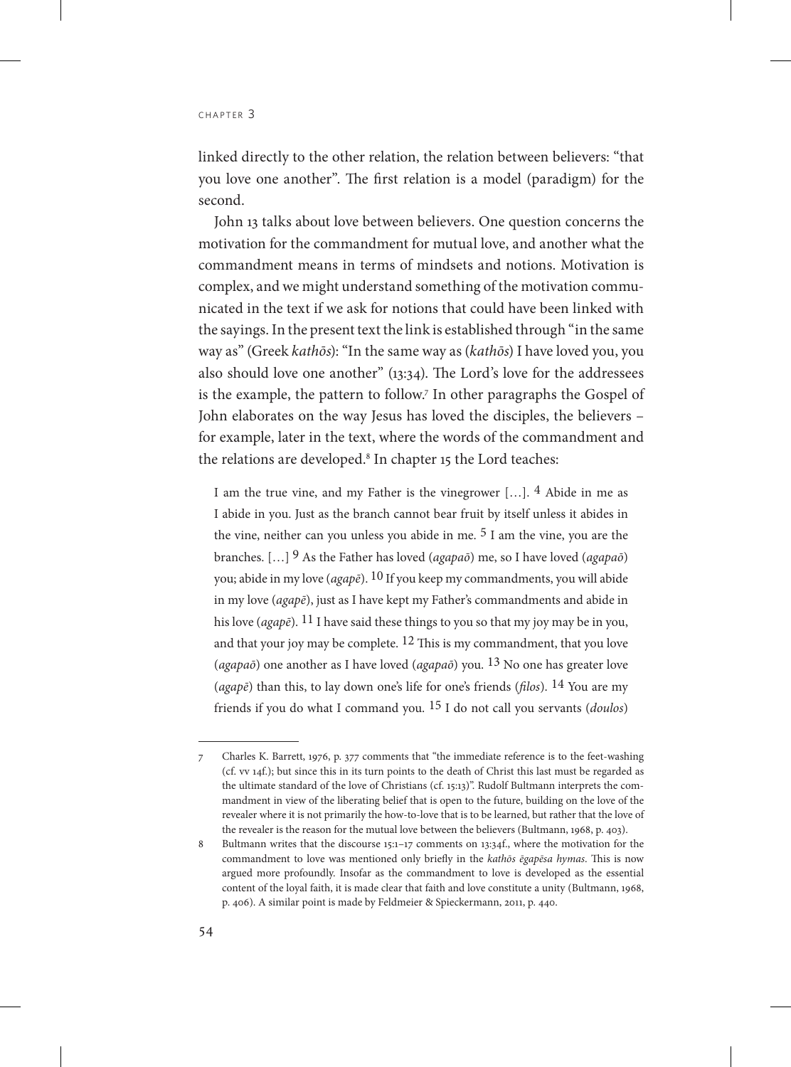linked directly to the other relation, the relation between believers: "that you love one another". The first relation is a model (paradigm) for the second.

John 13 talks about love between believers. One question concerns the motivation for the commandment for mutual love, and another what the commandment means in terms of mindsets and notions. Motivation is complex, and we might understand something of the motivation communicated in the text if we ask for notions that could have been linked with the sayings. In the present text the link is established through "in the same way as" (Greek *kathōs*): "In the same way as (*kathōs*) I have loved you, you also should love one another" (13:34). The Lord's love for the addressees is the example, the pattern to follow.[7] In other paragraphs the Gospel of John elaborates on the way Jesus has loved the disciples, the believers – for example, later in the text, where the words of the commandment and the relations are developed.[8] In chapter 15 the Lord teaches:

> I am the true vine, and my Father is the vinegrower […]. 4 Abide in me as I abide in you. Just as the branch cannot bear fruit by itself unless it abides in the vine, neither can you unless you abide in me. 5 I am the vine, you are the branches. […] 9 As the Father has loved (*agapaō*) me, so I have loved (*agapaō*) you; abide in my love (*agapē*). 10 If you keep my commandments, you will abide in my love (*agapē*), just as I have kept my Father's commandments and abide in his love (*agapē*). 11 I have said these things to you so that my joy may be in you, and that your joy may be complete. 12 This is my commandment, that you love (*agapaō*) one another as I have loved (*agapaō*) you. 13 No one has greater love (*agapē*) than this, to lay down one's life for one's friends (*filos*). 14 You are my friends if you do what I command you. 15 I do not call you servants (*doulos*)

---

7 Charles K. Barrett, 1976, p. 377 comments that "the immediate reference is to the feet-washing (cf. vv 14f.); but since this in its turn points to the death of Christ this last must be regarded as the ultimate standard of the love of Christians (cf. 15:13)". Rudolf Bultmann interprets the commandment in view of the liberating belief that is open to the future, building on the love of the revealer where it is not primarily the how-to-love that is to be learned, but rather that the love of the revealer is the reason for the mutual love between the believers (Bultmann, 1968, p. 403).

8 Bultmann writes that the discourse 15:1–17 comments on 13:34f., where the motivation for the commandment to love was mentioned only briefly in the *kathōs ēgapēsa hymas*. This is now argued more profoundly. Insofar as the commandment to love is developed as the essential content of the loyal faith, it is made clear that faith and love constitute a unity (Bultmann, 1968, p. 406). A similar point is made by Feldmeier & Spieckermann, 2011, p. 440.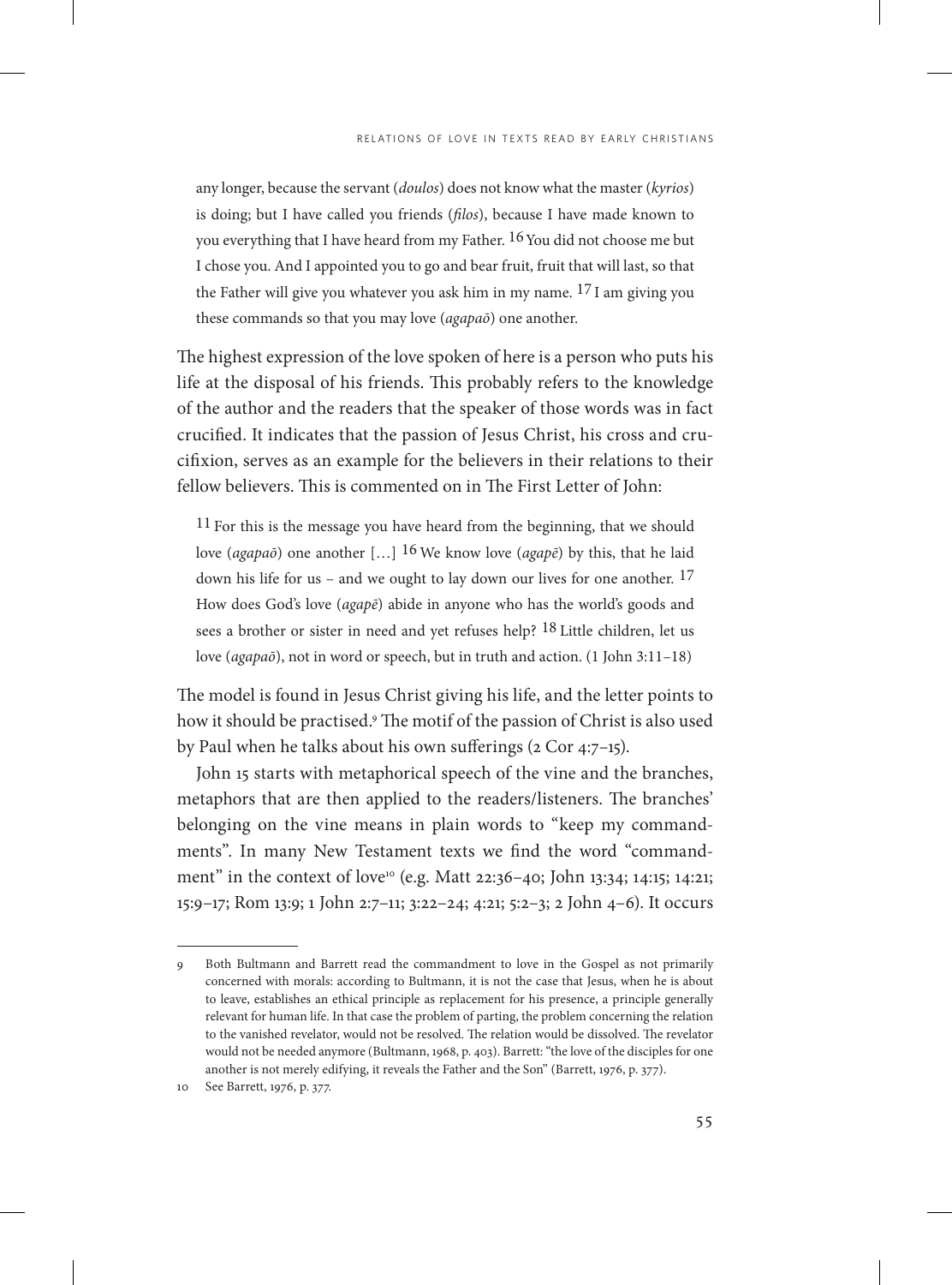> any longer, because the servant (*doulos*) does not know what the master (*kyrios*) is doing; but I have called you friends (*filos*), because I have made known to you everything that I have heard from my Father. 16 You did not choose me but I chose you. And I appointed you to go and bear fruit, fruit that will last, so that the Father will give you whatever you ask him in my name. 17 I am giving you these commands so that you may love (*agapaō*) one another.

The highest expression of the love spoken of here is a person who puts his life at the disposal of his friends. This probably refers to the knowledge of the author and the readers that the speaker of those words was in fact crucified. It indicates that the passion of Jesus Christ, his cross and crucifixion, serves as an example for the believers in their relations to their fellow believers. This is commented on in The First Letter of John:

> 11 For this is the message you have heard from the beginning, that we should love (*agapaō*) one another […] 16 We know love (*agapē*) by this, that he laid down his life for us – and we ought to lay down our lives for one another. 17 How does God's love (*agapē*) abide in anyone who has the world's goods and sees a brother or sister in need and yet refuses help? 18 Little children, let us love (*agapaō*), not in word or speech, but in truth and action. (1 John 3:11–18)

The model is found in Jesus Christ giving his life, and the letter points to how it should be practised.[9] The motif of the passion of Christ is also used by Paul when he talks about his own sufferings (2 Cor 4:7–15).

John 15 starts with metaphorical speech of the vine and the branches, metaphors that are then applied to the readers/listeners. The branches' belonging on the vine means in plain words to "keep my commandments". In many New Testament texts we find the word "commandment" in the context of love[10] (e.g. Matt 22:36–40; John 13:34; 14:15; 14:21; 15:9–17; Rom 13:9; 1 John 2:7–11; 3:22–24; 4:21; 5:2–3; 2 John 4–6). It occurs

---

9 Both Bultmann and Barrett read the commandment to love in the Gospel as not primarily concerned with morals: according to Bultmann, it is not the case that Jesus, when he is about to leave, establishes an ethical principle as replacement for his presence, a principle generally relevant for human life. In that case the problem of parting, the problem concerning the relation to the vanished revelator, would not be resolved. The relation would be dissolved. The revelator would not be needed anymore (Bultmann, 1968, p. 403). Barrett: "the love of the disciples for one another is not merely edifying, it reveals the Father and the Son" (Barrett, 1976, p. 377).

10 See Barrett, 1976, p. 377.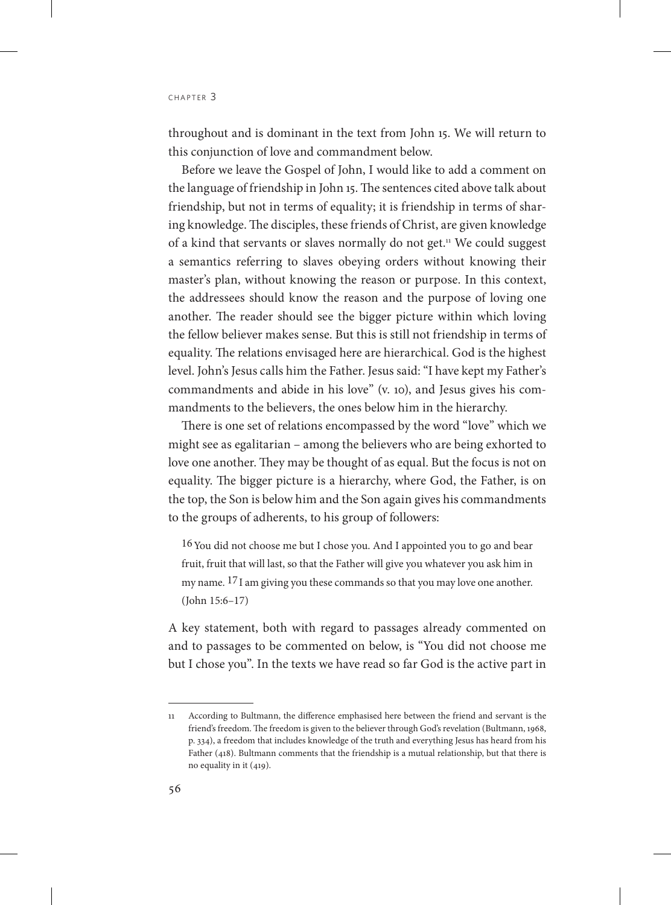throughout and is dominant in the text from John 15. We will return to this conjunction of love and commandment below.

Before we leave the Gospel of John, I would like to add a comment on the language of friendship in John 15. The sentences cited above talk about friendship, but not in terms of equality; it is friendship in terms of sharing knowledge. The disciples, these friends of Christ, are given knowledge of a kind that servants or slaves normally do not get.[11] We could suggest a semantics referring to slaves obeying orders without knowing their master's plan, without knowing the reason or purpose. In this context, the addressees should know the reason and the purpose of loving one another. The reader should see the bigger picture within which loving the fellow believer makes sense. But this is still not friendship in terms of equality. The relations envisaged here are hierarchical. God is the highest level. John's Jesus calls him the Father. Jesus said: "I have kept my Father's commandments and abide in his love" (v. 10), and Jesus gives his commandments to the believers, the ones below him in the hierarchy.

There is one set of relations encompassed by the word "love" which we might see as egalitarian – among the believers who are being exhorted to love one another. They may be thought of as equal. But the focus is not on equality. The bigger picture is a hierarchy, where God, the Father, is on the top, the Son is below him and the Son again gives his commandments to the groups of adherents, to his group of followers:

> 16 You did not choose me but I chose you. And I appointed you to go and bear fruit, fruit that will last, so that the Father will give you whatever you ask him in my name. 17 I am giving you these commands so that you may love one another. (John 15:6–17)

A key statement, both with regard to passages already commented on and to passages to be commented on below, is "You did not choose me but I chose you". In the texts we have read so far God is the active part in

---

11 According to Bultmann, the difference emphasised here between the friend and servant is the friend's freedom. The freedom is given to the believer through God's revelation (Bultmann, 1968, p. 334), a freedom that includes knowledge of the truth and everything Jesus has heard from his Father (418). Bultmann comments that the friendship is a mutual relationship, but that there is no equality in it (419).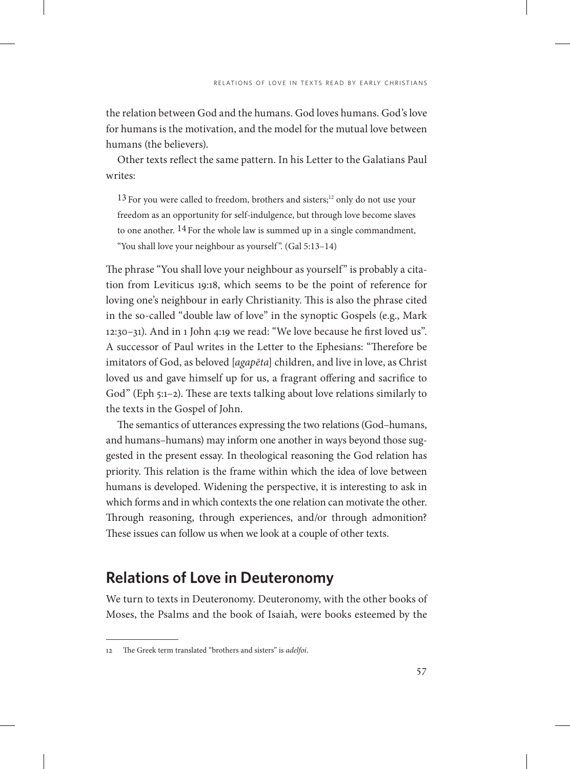the relation between God and the humans. God loves humans. God's love for humans is the motivation, and the model for the mutual love between humans (the believers).

Other texts reflect the same pattern. In his Letter to the Galatians Paul writes:

> 13 For you were called to freedom, brothers and sisters;[12] only do not use your freedom as an opportunity for self-indulgence, but through love become slaves to one another. 14 For the whole law is summed up in a single commandment, "You shall love your neighbour as yourself". (Gal 5:13–14)

The phrase "You shall love your neighbour as yourself" is probably a citation from Leviticus 19:18, which seems to be the point of reference for loving one's neighbour in early Christianity. This is also the phrase cited in the so-called "double law of love" in the synoptic Gospels (e.g., Mark 12:30–31). And in 1 John 4:19 we read: "We love because he first loved us". A successor of Paul writes in the Letter to the Ephesians: "Therefore be imitators of God, as beloved [*agapēta*] children, and live in love, as Christ loved us and gave himself up for us, a fragrant offering and sacrifice to God" (Eph 5:1–2). These are texts talking about love relations similarly to the texts in the Gospel of John.

The semantics of utterances expressing the two relations (God–humans, and humans–humans) may inform one another in ways beyond those suggested in the present essay. In theological reasoning the God relation has priority. This relation is the frame within which the idea of love between humans is developed. Widening the perspective, it is interesting to ask in which forms and in which contexts the one relation can motivate the other. Through reasoning, through experiences, and/or through admonition? These issues can follow us when we look at a couple of other texts.

## Relations of Love in Deuteronomy

We turn to texts in Deuteronomy. Deuteronomy, with the other books of Moses, the Psalms and the book of Isaiah, were books esteemed by the

---

12 The Greek term translated "brothers and sisters" is *adelfoi*.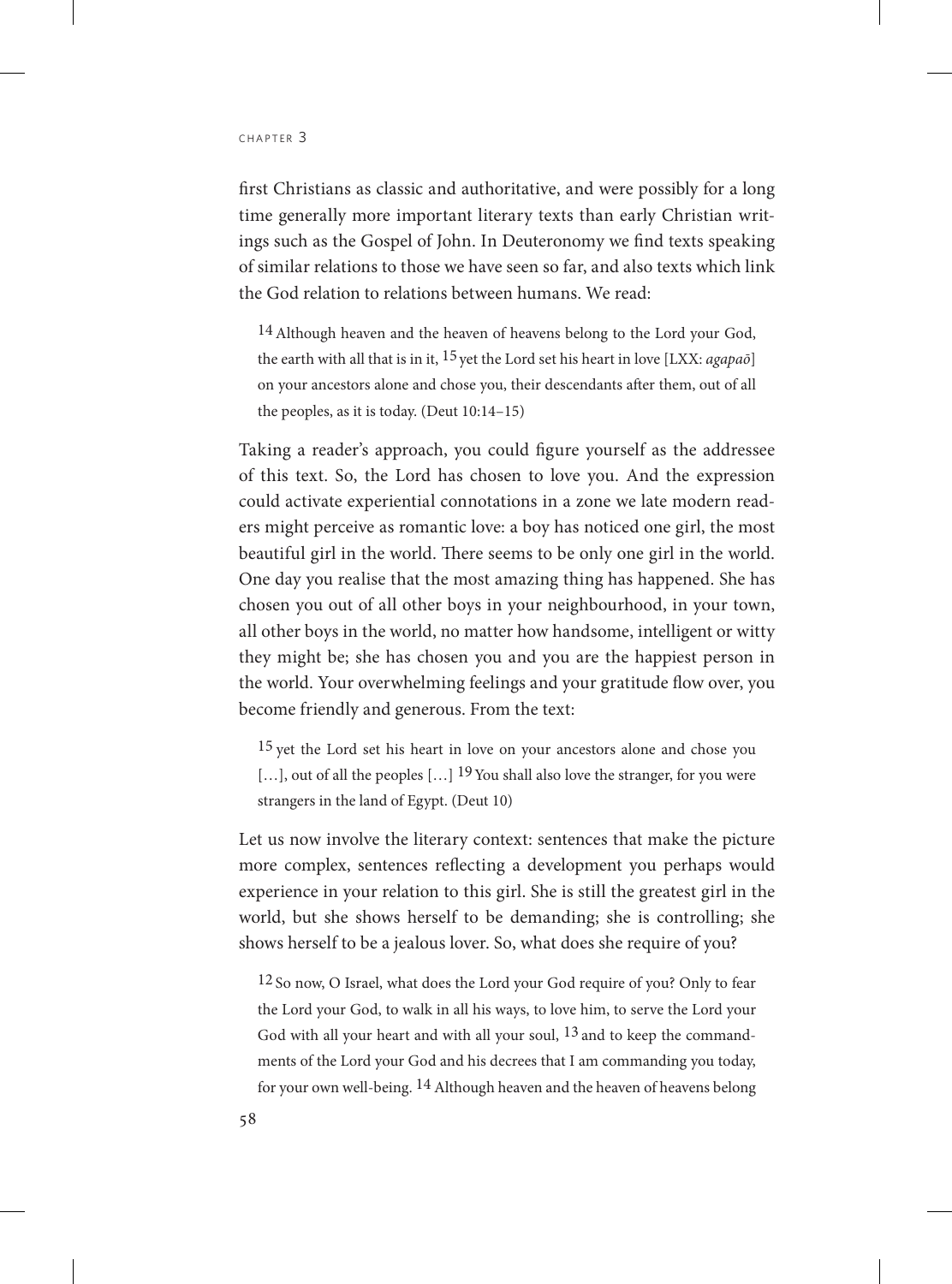first Christians as classic and authoritative, and were possibly for a long time generally more important literary texts than early Christian writings such as the Gospel of John. In Deuteronomy we find texts speaking of similar relations to those we have seen so far, and also texts which link the God relation to relations between humans. We read:

> 14 Although heaven and the heaven of heavens belong to the Lord your God, the earth with all that is in it, 15 yet the Lord set his heart in love [LXX: *agapaō*] on your ancestors alone and chose you, their descendants after them, out of all the peoples, as it is today. (Deut 10:14–15)

Taking a reader's approach, you could figure yourself as the addressee of this text. So, the Lord has chosen to love you. And the expression could activate experiential connotations in a zone we late modern readers might perceive as romantic love: a boy has noticed one girl, the most beautiful girl in the world. There seems to be only one girl in the world. One day you realise that the most amazing thing has happened. She has chosen you out of all other boys in your neighbourhood, in your town, all other boys in the world, no matter how handsome, intelligent or witty they might be; she has chosen you and you are the happiest person in the world. Your overwhelming feelings and your gratitude flow over, you become friendly and generous. From the text:

> 15 yet the Lord set his heart in love on your ancestors alone and chose you […], out of all the peoples […] 19 You shall also love the stranger, for you were strangers in the land of Egypt. (Deut 10)

Let us now involve the literary context: sentences that make the picture more complex, sentences reflecting a development you perhaps would experience in your relation to this girl. She is still the greatest girl in the world, but she shows herself to be demanding; she is controlling; she shows herself to be a jealous lover. So, what does she require of you?

> 12 So now, O Israel, what does the Lord your God require of you? Only to fear the Lord your God, to walk in all his ways, to love him, to serve the Lord your God with all your heart and with all your soul, 13 and to keep the commandments of the Lord your God and his decrees that I am commanding you today, for your own well-being. 14 Although heaven and the heaven of heavens belong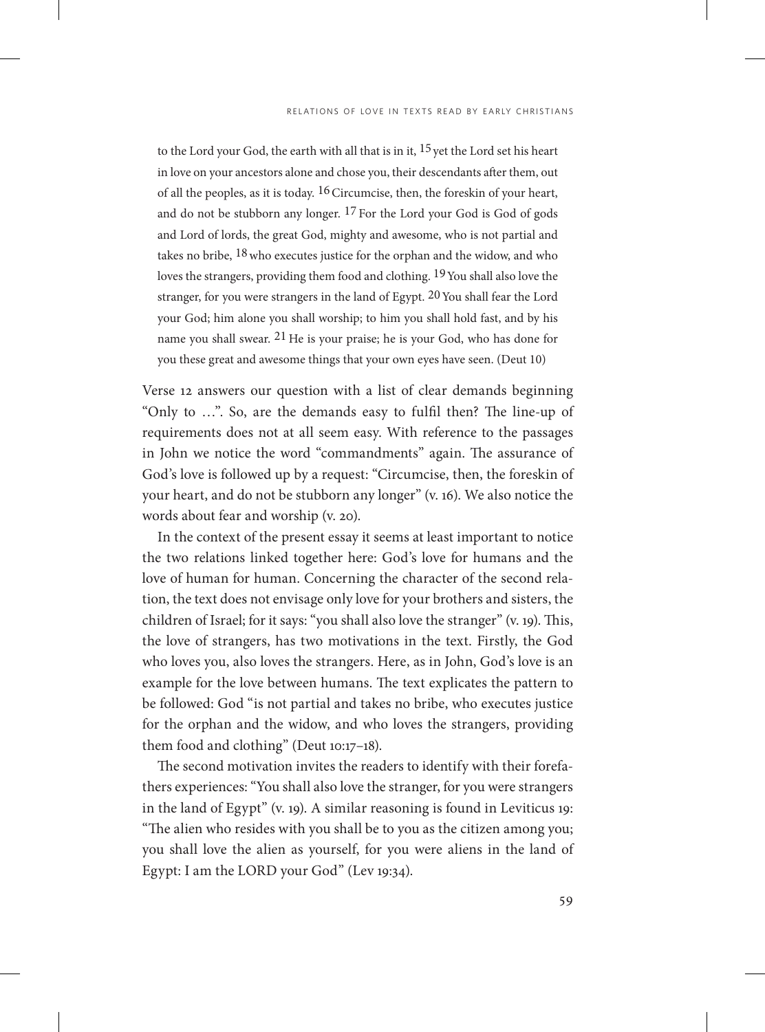> to the Lord your God, the earth with all that is in it, [15] yet the Lord set his heart in love on your ancestors alone and chose you, their descendants after them, out of all the peoples, as it is today. [16] Circumcise, then, the foreskin of your heart, and do not be stubborn any longer. [17] For the Lord your God is God of gods and Lord of lords, the great God, mighty and awesome, who is not partial and takes no bribe, [18] who executes justice for the orphan and the widow, and who loves the strangers, providing them food and clothing. [19] You shall also love the stranger, for you were strangers in the land of Egypt. [20] You shall fear the Lord your God; him alone you shall worship; to him you shall hold fast, and by his name you shall swear. [21] He is your praise; he is your God, who has done for you these great and awesome things that your own eyes have seen. (Deut 10)

Verse 12 answers our question with a list of clear demands beginning "Only to …". So, are the demands easy to fulfil then? The line-up of requirements does not at all seem easy. With reference to the passages in John we notice the word "commandments" again. The assurance of God's love is followed up by a request: "Circumcise, then, the foreskin of your heart, and do not be stubborn any longer" (v. 16). We also notice the words about fear and worship (v. 20).

In the context of the present essay it seems at least important to notice the two relations linked together here: God's love for humans and the love of human for human. Concerning the character of the second relation, the text does not envisage only love for your brothers and sisters, the children of Israel; for it says: "you shall also love the stranger" (v. 19). This, the love of strangers, has two motivations in the text. Firstly, the God who loves you, also loves the strangers. Here, as in John, God's love is an example for the love between humans. The text explicates the pattern to be followed: God "is not partial and takes no bribe, who executes justice for the orphan and the widow, and who loves the strangers, providing them food and clothing" (Deut 10:17–18).

The second motivation invites the readers to identify with their forefathers experiences: "You shall also love the stranger, for you were strangers in the land of Egypt" (v. 19). A similar reasoning is found in Leviticus 19: "The alien who resides with you shall be to you as the citizen among you; you shall love the alien as yourself, for you were aliens in the land of Egypt: I am the LORD your God" (Lev 19:34).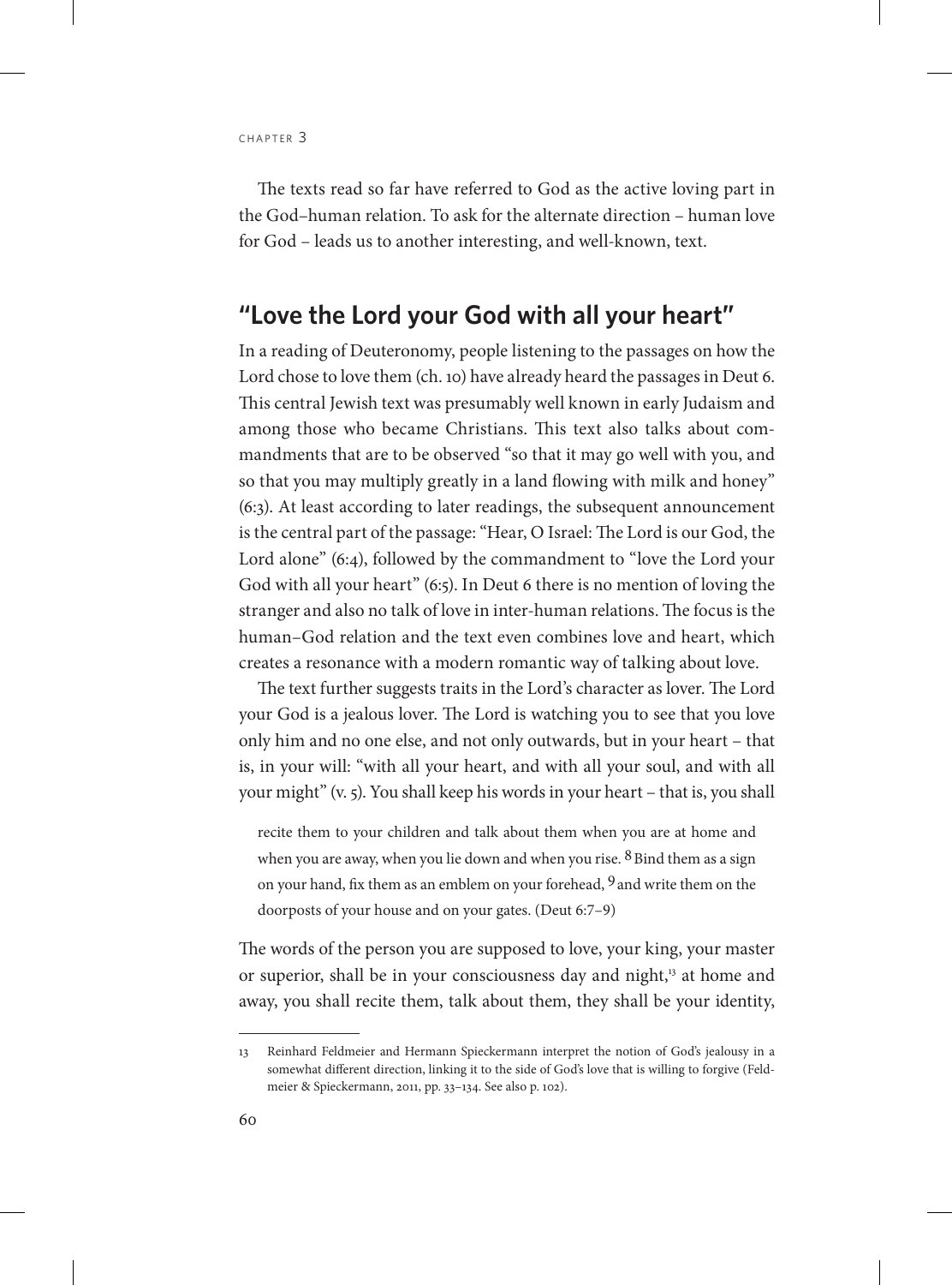The texts read so far have referred to God as the active loving part in the God–human relation. To ask for the alternate direction – human love for God – leads us to another interesting, and well-known, text.

## "Love the Lord your God with all your heart"

In a reading of Deuteronomy, people listening to the passages on how the Lord chose to love them (ch. 10) have already heard the passages in Deut 6. This central Jewish text was presumably well known in early Judaism and among those who became Christians. This text also talks about commandments that are to be observed "so that it may go well with you, and so that you may multiply greatly in a land flowing with milk and honey" (6:3). At least according to later readings, the subsequent announcement is the central part of the passage: "Hear, O Israel: The Lord is our God, the Lord alone" (6:4), followed by the commandment to "love the Lord your God with all your heart" (6:5). In Deut 6 there is no mention of loving the stranger and also no talk of love in inter-human relations. The focus is the human–God relation and the text even combines love and heart, which creates a resonance with a modern romantic way of talking about love.

The text further suggests traits in the Lord's character as lover. The Lord your God is a jealous lover. The Lord is watching you to see that you love only him and no one else, and not only outwards, but in your heart – that is, in your will: "with all your heart, and with all your soul, and with all your might" (v. 5). You shall keep his words in your heart – that is, you shall

> recite them to your children and talk about them when you are at home and when you are away, when you lie down and when you rise. 8 Bind them as a sign on your hand, fix them as an emblem on your forehead, 9 and write them on the doorposts of your house and on your gates. (Deut 6:7–9)

The words of the person you are supposed to love, your king, your master or superior, shall be in your consciousness day and night,[13] at home and away, you shall recite them, talk about them, they shall be your identity,

---

[13] Reinhard Feldmeier and Hermann Spieckermann interpret the notion of God's jealousy in a somewhat different direction, linking it to the side of God's love that is willing to forgive (Feldmeier & Spieckermann, 2011, pp. 33–134. See also p. 102).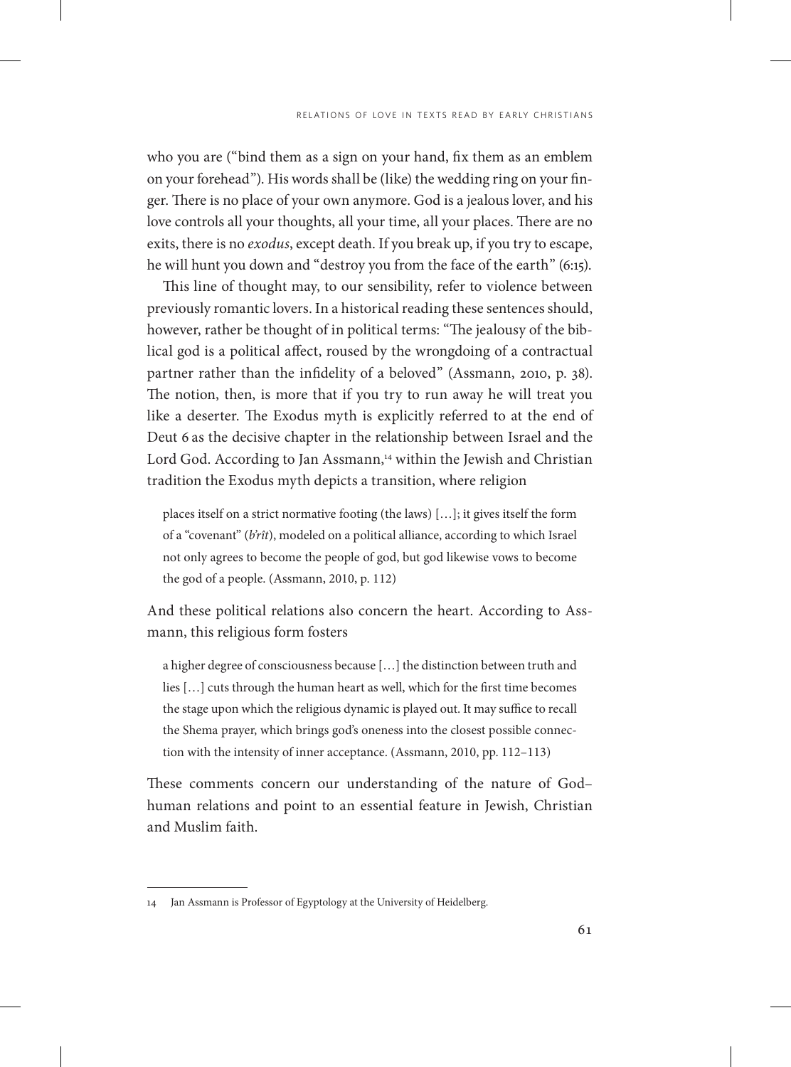who you are ("bind them as a sign on your hand, fix them as an emblem on your forehead"). His words shall be (like) the wedding ring on your finger. There is no place of your own anymore. God is a jealous lover, and his love controls all your thoughts, all your time, all your places. There are no exits, there is no *exodus*, except death. If you break up, if you try to escape, he will hunt you down and "destroy you from the face of the earth" (6:15).

This line of thought may, to our sensibility, refer to violence between previously romantic lovers. In a historical reading these sentences should, however, rather be thought of in political terms: "The jealousy of the biblical god is a political affect, roused by the wrongdoing of a contractual partner rather than the infidelity of a beloved" (Assmann, 2010, p. 38). The notion, then, is more that if you try to run away he will treat you like a deserter. The Exodus myth is explicitly referred to at the end of Deut 6 as the decisive chapter in the relationship between Israel and the Lord God. According to Jan Assmann,[14] within the Jewish and Christian tradition the Exodus myth depicts a transition, where religion

> places itself on a strict normative footing (the laws) […]; it gives itself the form of a "covenant" (*b'rît*), modeled on a political alliance, according to which Israel not only agrees to become the people of god, but god likewise vows to become the god of a people. (Assmann, 2010, p. 112)

And these political relations also concern the heart. According to Assmann, this religious form fosters

> a higher degree of consciousness because […] the distinction between truth and lies […] cuts through the human heart as well, which for the first time becomes the stage upon which the religious dynamic is played out. It may suffice to recall the Shema prayer, which brings god's oneness into the closest possible connection with the intensity of inner acceptance. (Assmann, 2010, pp. 112–113)

These comments concern our understanding of the nature of God–human relations and point to an essential feature in Jewish, Christian and Muslim faith.

---

14 Jan Assmann is Professor of Egyptology at the University of Heidelberg.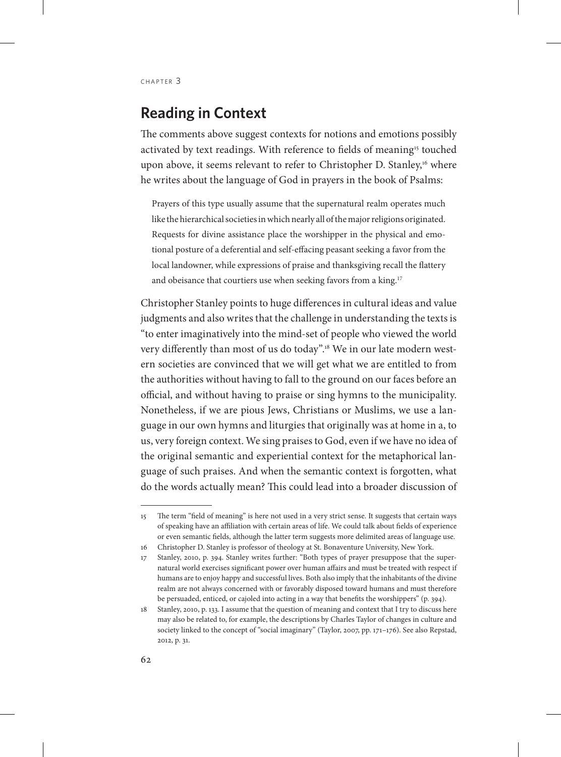CHAPTER 3

## Reading in Context

The comments above suggest contexts for notions and emotions possibly activated by text readings. With reference to fields of meaning[15] touched upon above, it seems relevant to refer to Christopher D. Stanley,[16] where he writes about the language of God in prayers in the book of Psalms:

> Prayers of this type usually assume that the supernatural realm operates much like the hierarchical societies in which nearly all of the major religions originated. Requests for divine assistance place the worshipper in the physical and emotional posture of a deferential and self-effacing peasant seeking a favor from the local landowner, while expressions of praise and thanksgiving recall the flattery and obeisance that courtiers use when seeking favors from a king.[17]

Christopher Stanley points to huge differences in cultural ideas and value judgments and also writes that the challenge in understanding the texts is "to enter imaginatively into the mind-set of people who viewed the world very differently than most of us do today".[18] We in our late modern western societies are convinced that we will get what we are entitled to from the authorities without having to fall to the ground on our faces before an official, and without having to praise or sing hymns to the municipality. Nonetheless, if we are pious Jews, Christians or Muslims, we use a language in our own hymns and liturgies that originally was at home in a, to us, very foreign context. We sing praises to God, even if we have no idea of the original semantic and experiential context for the metaphorical language of such praises. And when the semantic context is forgotten, what do the words actually mean? This could lead into a broader discussion of

---

15 The term "field of meaning" is here not used in a very strict sense. It suggests that certain ways of speaking have an affiliation with certain areas of life. We could talk about fields of experience or even semantic fields, although the latter term suggests more delimited areas of language use.

16 Christopher D. Stanley is professor of theology at St. Bonaventure University, New York.

17 Stanley, 2010, p. 394. Stanley writes further: "Both types of prayer presuppose that the supernatural world exercises significant power over human affairs and must be treated with respect if humans are to enjoy happy and successful lives. Both also imply that the inhabitants of the divine realm are not always concerned with or favorably disposed toward humans and must therefore be persuaded, enticed, or cajoled into acting in a way that benefits the worshippers" (p. 394).

18 Stanley, 2010, p. 133. I assume that the question of meaning and context that I try to discuss here may also be related to, for example, the descriptions by Charles Taylor of changes in culture and society linked to the concept of "social imaginary" (Taylor, 2007, pp. 171–176). See also Repstad, 2012, p. 31.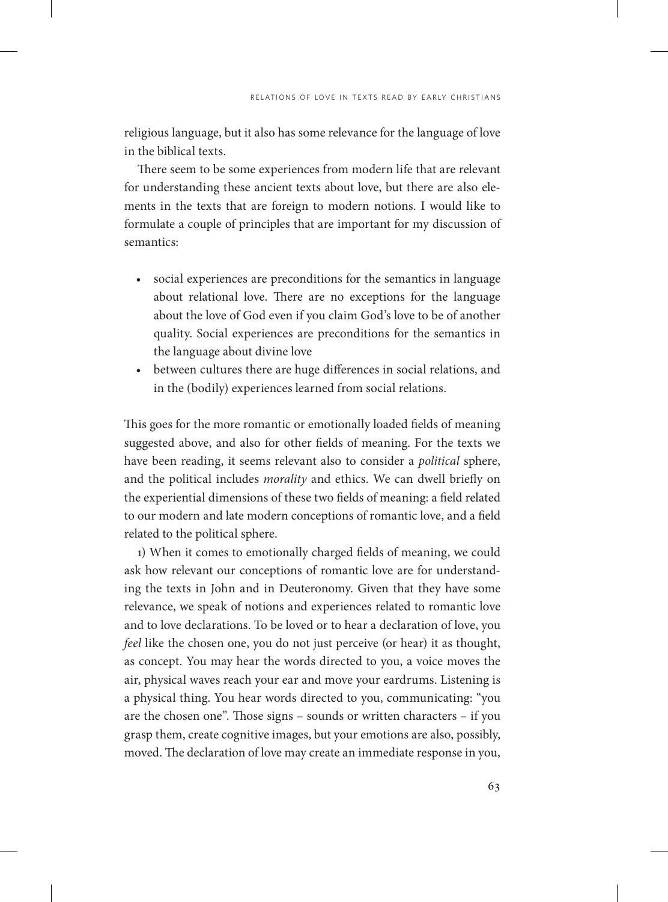religious language, but it also has some relevance for the language of love in the biblical texts.

There seem to be some experiences from modern life that are relevant for understanding these ancient texts about love, but there are also elements in the texts that are foreign to modern notions. I would like to formulate a couple of principles that are important for my discussion of semantics:

- social experiences are preconditions for the semantics in language about relational love. There are no exceptions for the language about the love of God even if you claim God's love to be of another quality. Social experiences are preconditions for the semantics in the language about divine love
- between cultures there are huge differences in social relations, and in the (bodily) experiences learned from social relations.

This goes for the more romantic or emotionally loaded fields of meaning suggested above, and also for other fields of meaning. For the texts we have been reading, it seems relevant also to consider a *political* sphere, and the political includes *morality* and ethics. We can dwell briefly on the experiential dimensions of these two fields of meaning: a field related to our modern and late modern conceptions of romantic love, and a field related to the political sphere.

1) When it comes to emotionally charged fields of meaning, we could ask how relevant our conceptions of romantic love are for understanding the texts in John and in Deuteronomy. Given that they have some relevance, we speak of notions and experiences related to romantic love and to love declarations. To be loved or to hear a declaration of love, you *feel* like the chosen one, you do not just perceive (or hear) it as thought, as concept. You may hear the words directed to you, a voice moves the air, physical waves reach your ear and move your eardrums. Listening is a physical thing. You hear words directed to you, communicating: "you are the chosen one". Those signs – sounds or written characters – if you grasp them, create cognitive images, but your emotions are also, possibly, moved. The declaration of love may create an immediate response in you,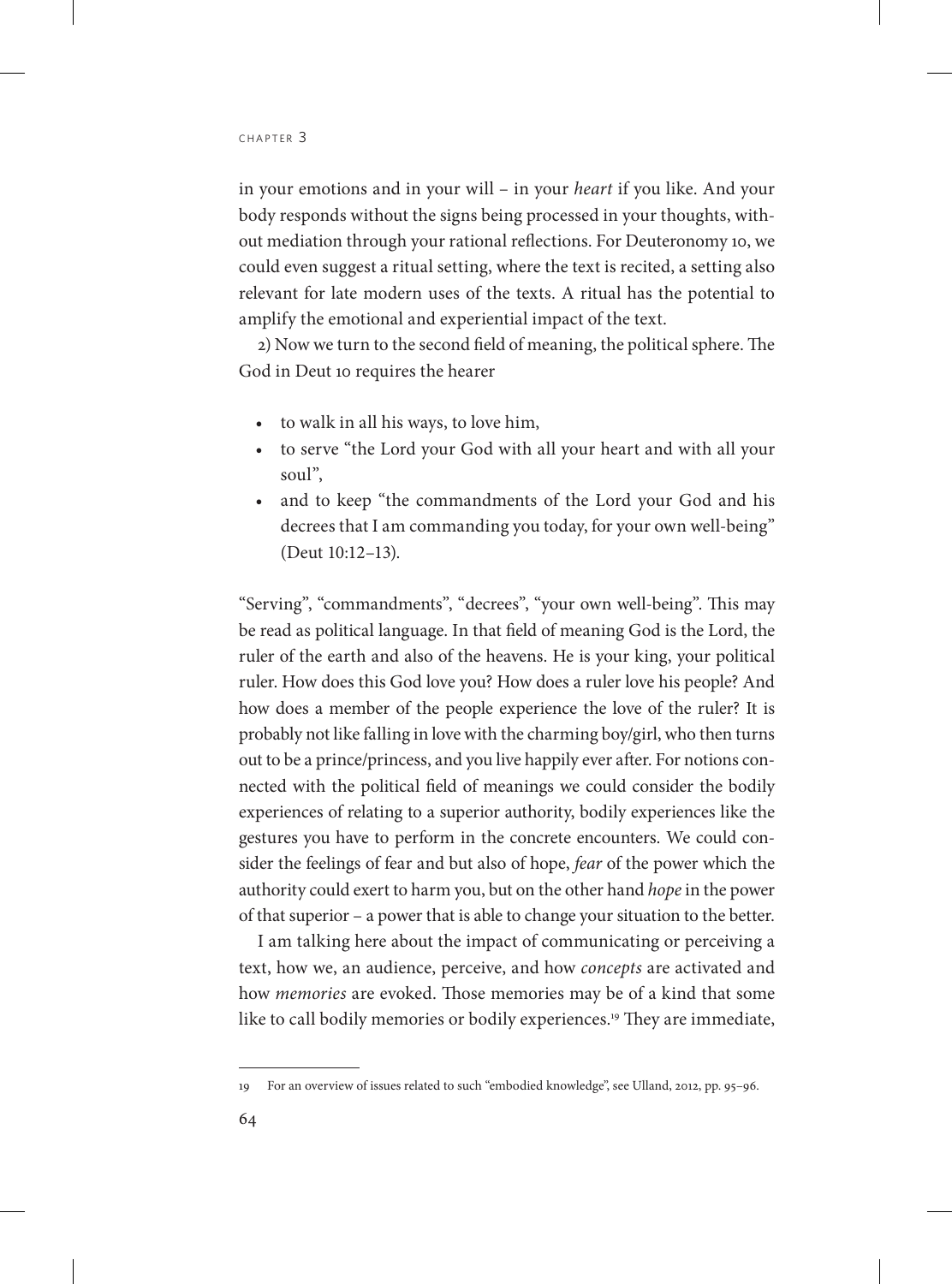in your emotions and in your will – in your *heart* if you like. And your body responds without the signs being processed in your thoughts, without mediation through your rational reflections. For Deuteronomy 10, we could even suggest a ritual setting, where the text is recited, a setting also relevant for late modern uses of the texts. A ritual has the potential to amplify the emotional and experiential impact of the text.

2) Now we turn to the second field of meaning, the political sphere. The God in Deut 10 requires the hearer

- to walk in all his ways, to love him,
- to serve "the Lord your God with all your heart and with all your soul",
- and to keep "the commandments of the Lord your God and his decrees that I am commanding you today, for your own well-being" (Deut 10:12–13).

"Serving", "commandments", "decrees", "your own well-being". This may be read as political language. In that field of meaning God is the Lord, the ruler of the earth and also of the heavens. He is your king, your political ruler. How does this God love you? How does a ruler love his people? And how does a member of the people experience the love of the ruler? It is probably not like falling in love with the charming boy/girl, who then turns out to be a prince/princess, and you live happily ever after. For notions connected with the political field of meanings we could consider the bodily experiences of relating to a superior authority, bodily experiences like the gestures you have to perform in the concrete encounters. We could consider the feelings of fear and but also of hope, *fear* of the power which the authority could exert to harm you, but on the other hand *hope* in the power of that superior – a power that is able to change your situation to the better.

I am talking here about the impact of communicating or perceiving a text, how we, an audience, perceive, and how *concepts* are activated and how *memories* are evoked. Those memories may be of a kind that some like to call bodily memories or bodily experiences.[19] They are immediate,

---

19 For an overview of issues related to such "embodied knowledge", see Ulland, 2012, pp. 95–96.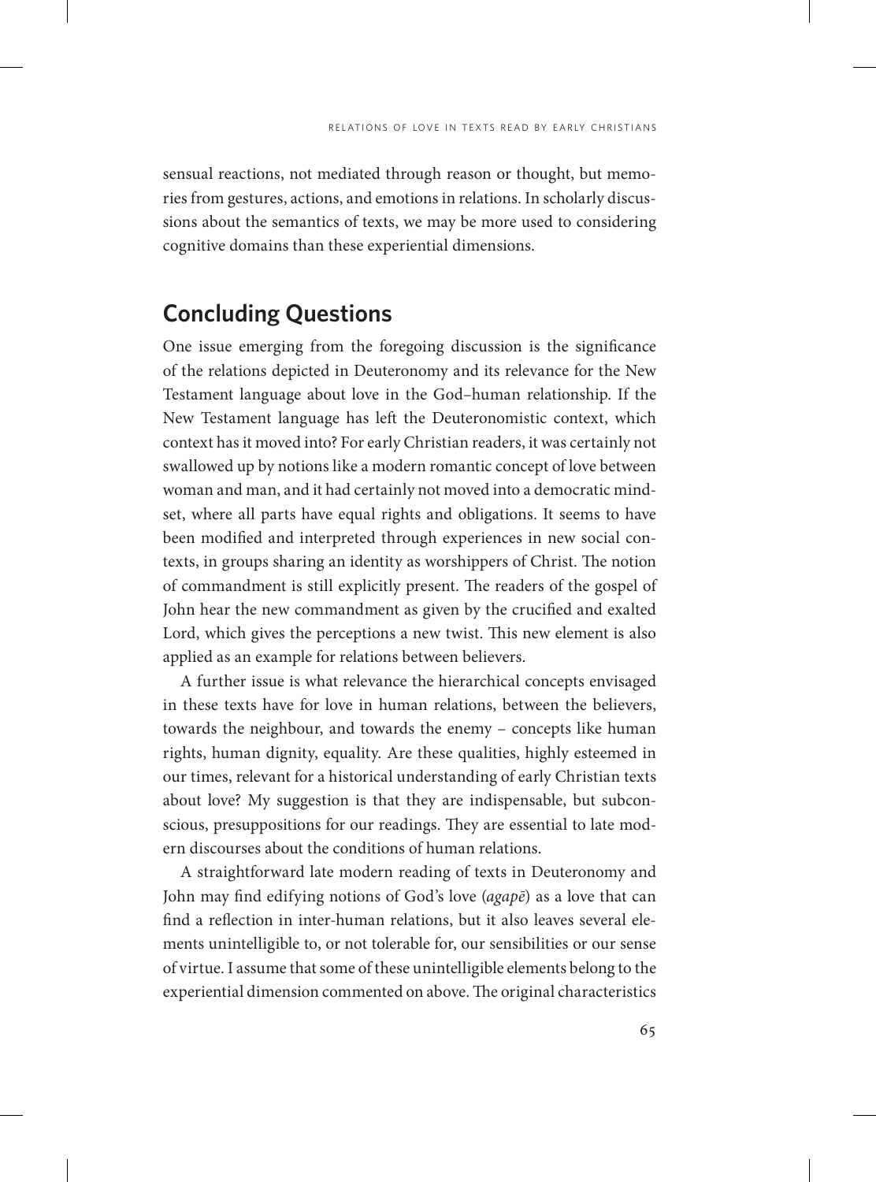sensual reactions, not mediated through reason or thought, but memories from gestures, actions, and emotions in relations. In scholarly discussions about the semantics of texts, we may be more used to considering cognitive domains than these experiential dimensions.

## Concluding Questions

One issue emerging from the foregoing discussion is the significance of the relations depicted in Deuteronomy and its relevance for the New Testament language about love in the God–human relationship. If the New Testament language has left the Deuteronomistic context, which context has it moved into? For early Christian readers, it was certainly not swallowed up by notions like a modern romantic concept of love between woman and man, and it had certainly not moved into a democratic mindset, where all parts have equal rights and obligations. It seems to have been modified and interpreted through experiences in new social contexts, in groups sharing an identity as worshippers of Christ. The notion of commandment is still explicitly present. The readers of the gospel of John hear the new commandment as given by the crucified and exalted Lord, which gives the perceptions a new twist. This new element is also applied as an example for relations between believers.

A further issue is what relevance the hierarchical concepts envisaged in these texts have for love in human relations, between the believers, towards the neighbour, and towards the enemy – concepts like human rights, human dignity, equality. Are these qualities, highly esteemed in our times, relevant for a historical understanding of early Christian texts about love? My suggestion is that they are indispensable, but subconscious, presuppositions for our readings. They are essential to late modern discourses about the conditions of human relations.

A straightforward late modern reading of texts in Deuteronomy and John may find edifying notions of God's love (*agapē*) as a love that can find a reflection in inter-human relations, but it also leaves several elements unintelligible to, or not tolerable for, our sensibilities or our sense of virtue. I assume that some of these unintelligible elements belong to the experiential dimension commented on above. The original characteristics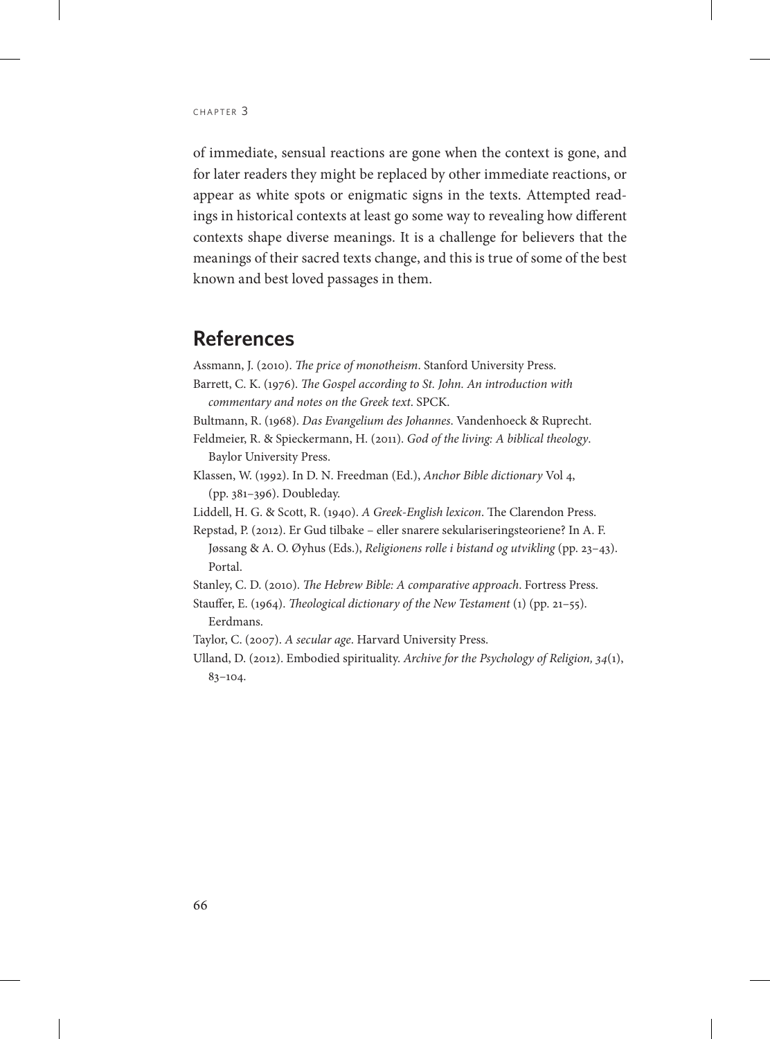of immediate, sensual reactions are gone when the context is gone, and for later readers they might be replaced by other immediate reactions, or appear as white spots or enigmatic signs in the texts. Attempted readings in historical contexts at least go some way to revealing how different contexts shape diverse meanings. It is a challenge for believers that the meanings of their sacred texts change, and this is true of some of the best known and best loved passages in them.

## References

Assmann, J. (2010). *The price of monotheism*. Stanford University Press.

Barrett, C. K. (1976). *The Gospel according to St. John. An introduction with commentary and notes on the Greek text*. SPCK.

Bultmann, R. (1968). *Das Evangelium des Johannes*. Vandenhoeck & Ruprecht.

Feldmeier, R. & Spieckermann, H. (2011). *God of the living: A biblical theology*. Baylor University Press.

Klassen, W. (1992). In D. N. Freedman (Ed.), *Anchor Bible dictionary* Vol 4, (pp. 381–396). Doubleday.

Liddell, H. G. & Scott, R. (1940). *A Greek-English lexicon*. The Clarendon Press.

Repstad, P. (2012). Er Gud tilbake – eller snarere sekulariseringsteoriene? In A. F. Jøssang & A. O. Øyhus (Eds.), *Religionens rolle i bistand og utvikling* (pp. 23–43). Portal.

Stanley, C. D. (2010). *The Hebrew Bible: A comparative approach*. Fortress Press.

Stauffer, E. (1964). *Theological dictionary of the New Testament* (1) (pp. 21–55). Eerdmans.

Taylor, C. (2007). *A secular age*. Harvard University Press.

Ulland, D. (2012). Embodied spirituality. *Archive for the Psychology of Religion, 34*(1), 83–104.